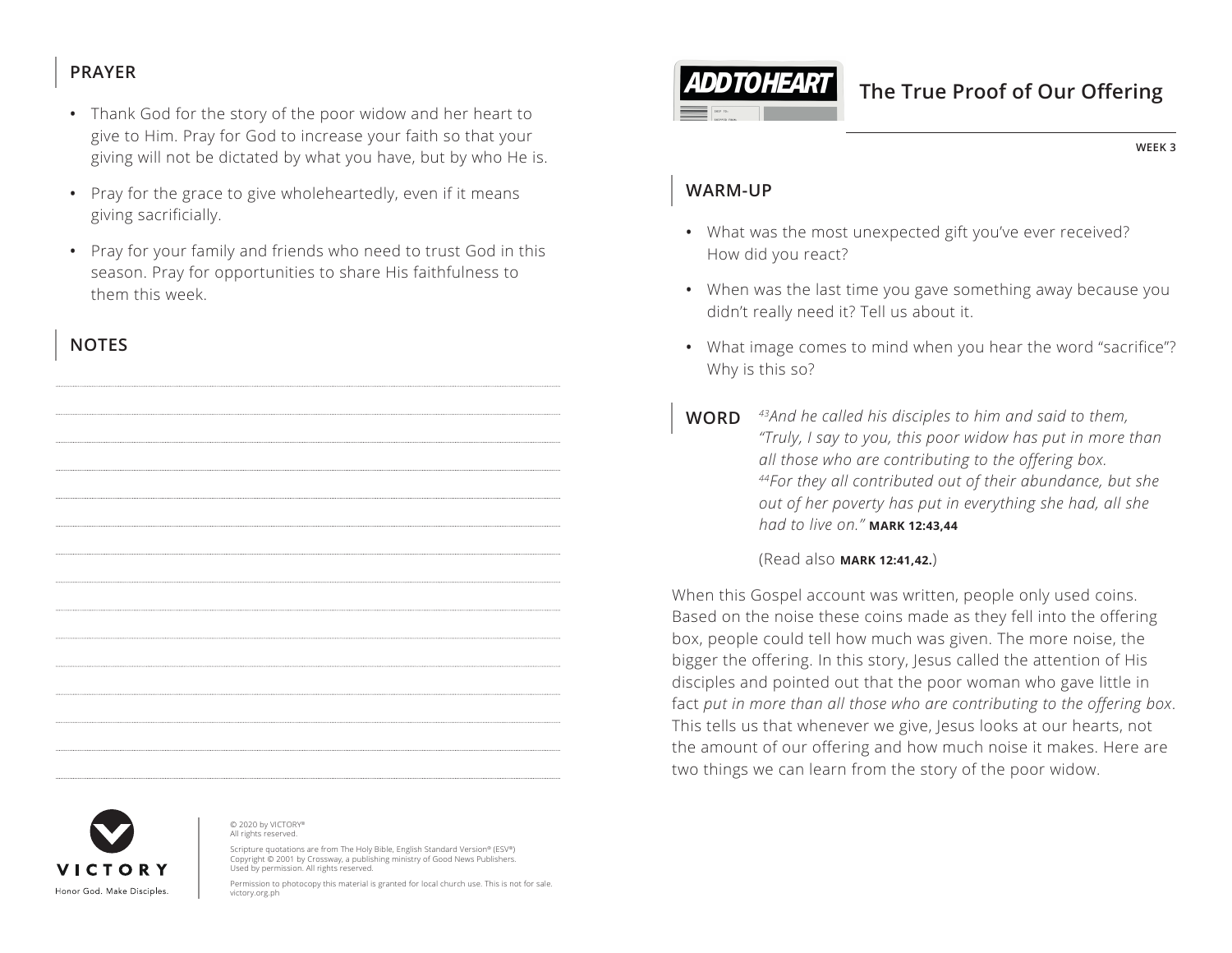## PRAYER

- Thank God for the story of the poor widow and her heart to give to Him. Pray for God to increase your faith so that your giving will not be dictated by what you have, but by who He is.
- Pray for the grace to give wholeheartedly, even if it means giving sacrificially.
- Pray for your family and friends who need to trust God in this season. Pray for opportunities to share His faithfulness to them this week.

## NOTES

© 2020 by VICTORY®
All rights reserved.

Scripture quotations are from The Holy Bible, English Standard Version® (ESV®) Copyright © 2001 by Crossway, a publishing ministry of Good News Publishers. Used by permission. All rights reserved.

Permission to photocopy this material is granted for local church use. This is not for sale.
victory.org.ph

VICTORY
Honor God. Make Disciples.

ADD TO HEART

# The True Proof of Our Offering

WEEK 3

## WARM-UP

- What was the most unexpected gift you've ever received? How did you react?
- When was the last time you gave something away because you didn't really need it? Tell us about it.
- What image comes to mind when you hear the word "sacrifice"? Why is this so?

## WORD

*[43]And he called his disciples to him and said to them, "Truly, I say to you, this poor widow has put in more than all those who are contributing to the offering box. [44]For they all contributed out of their abundance, but she out of her poverty has put in everything she had, all she had to live on."* **MARK 12:43,44**

(Read also **MARK 12:41,42.**)

When this Gospel account was written, people only used coins. Based on the noise these coins made as they fell into the offering box, people could tell how much was given. The more noise, the bigger the offering. In this story, Jesus called the attention of His disciples and pointed out that the poor woman who gave little in fact *put in more than all those who are contributing to the offering box*. This tells us that whenever we give, Jesus looks at our hearts, not the amount of our offering and how much noise it makes. Here are two things we can learn from the story of the poor widow.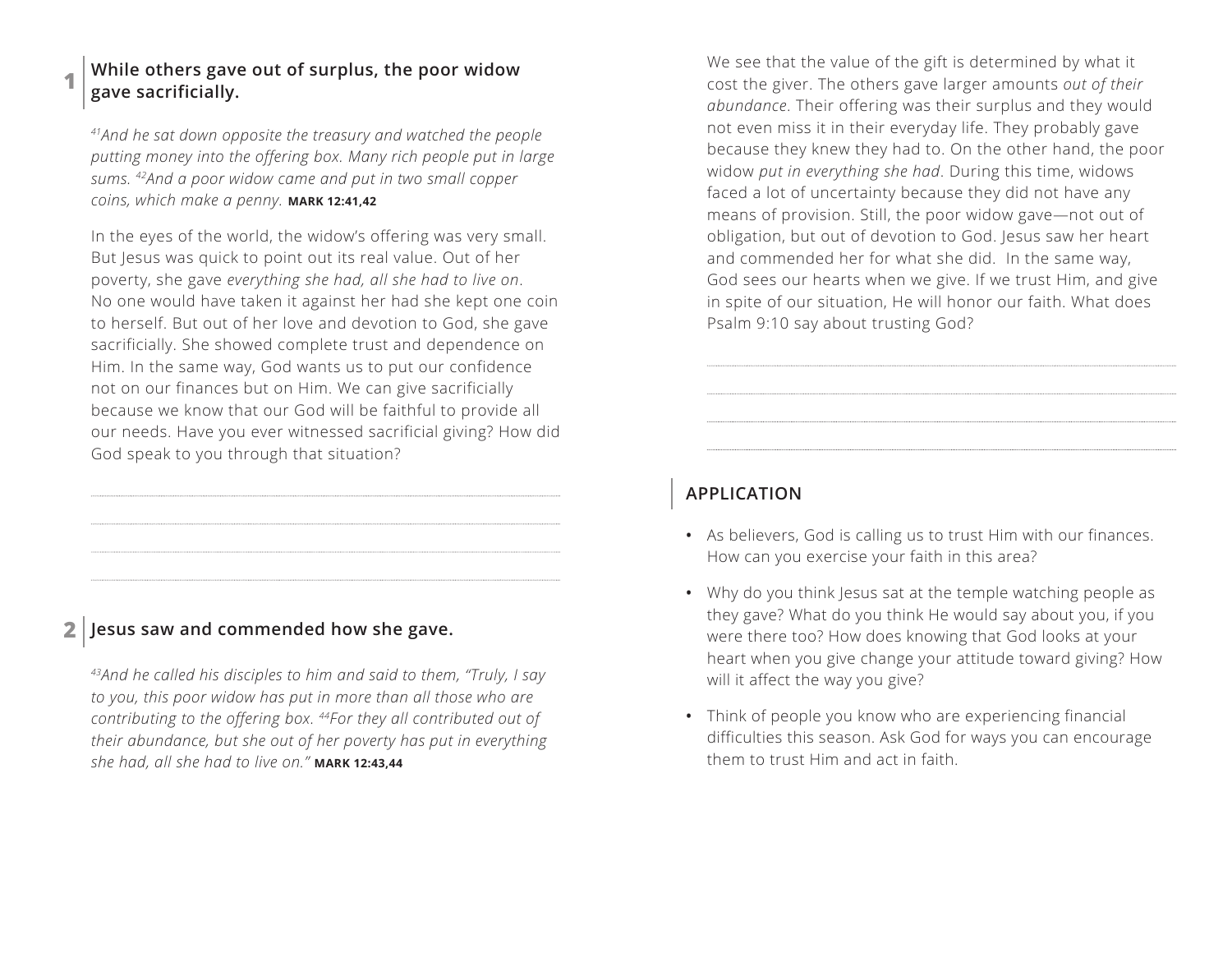## 1 While others gave out of surplus, the poor widow gave sacrificially.

*[41]And he sat down opposite the treasury and watched the people putting money into the offering box. Many rich people put in large sums. [42]And a poor widow came and put in two small copper coins, which make a penny.* **MARK 12:41,42**

In the eyes of the world, the widow's offering was very small. But Jesus was quick to point out its real value. Out of her poverty, she gave *everything she had, all she had to live on*. No one would have taken it against her had she kept one coin to herself. But out of her love and devotion to God, she gave sacrificially. She showed complete trust and dependence on Him. In the same way, God wants us to put our confidence not on our finances but on Him. We can give sacrificially because we know that our God will be faithful to provide all our needs. Have you ever witnessed sacrificial giving? How did God speak to you through that situation?

## 2 Jesus saw and commended how she gave.

*[43]And he called his disciples to him and said to them, "Truly, I say to you, this poor widow has put in more than all those who are contributing to the offering box. [44]For they all contributed out of their abundance, but she out of her poverty has put in everything she had, all she had to live on."* **MARK 12:43,44**

We see that the value of the gift is determined by what it cost the giver. The others gave larger amounts *out of their abundance*. Their offering was their surplus and they would not even miss it in their everyday life. They probably gave because they knew they had to. On the other hand, the poor widow *put in everything she had*. During this time, widows faced a lot of uncertainty because they did not have any means of provision. Still, the poor widow gave—not out of obligation, but out of devotion to God. Jesus saw her heart and commended her for what she did. In the same way, God sees our hearts when we give. If we trust Him, and give in spite of our situation, He will honor our faith. What does Psalm 9:10 say about trusting God?

## APPLICATION

- As believers, God is calling us to trust Him with our finances. How can you exercise your faith in this area?
- Why do you think Jesus sat at the temple watching people as they gave? What do you think He would say about you, if you were there too? How does knowing that God looks at your heart when you give change your attitude toward giving? How will it affect the way you give?
- Think of people you know who are experiencing financial difficulties this season. Ask God for ways you can encourage them to trust Him and act in faith.